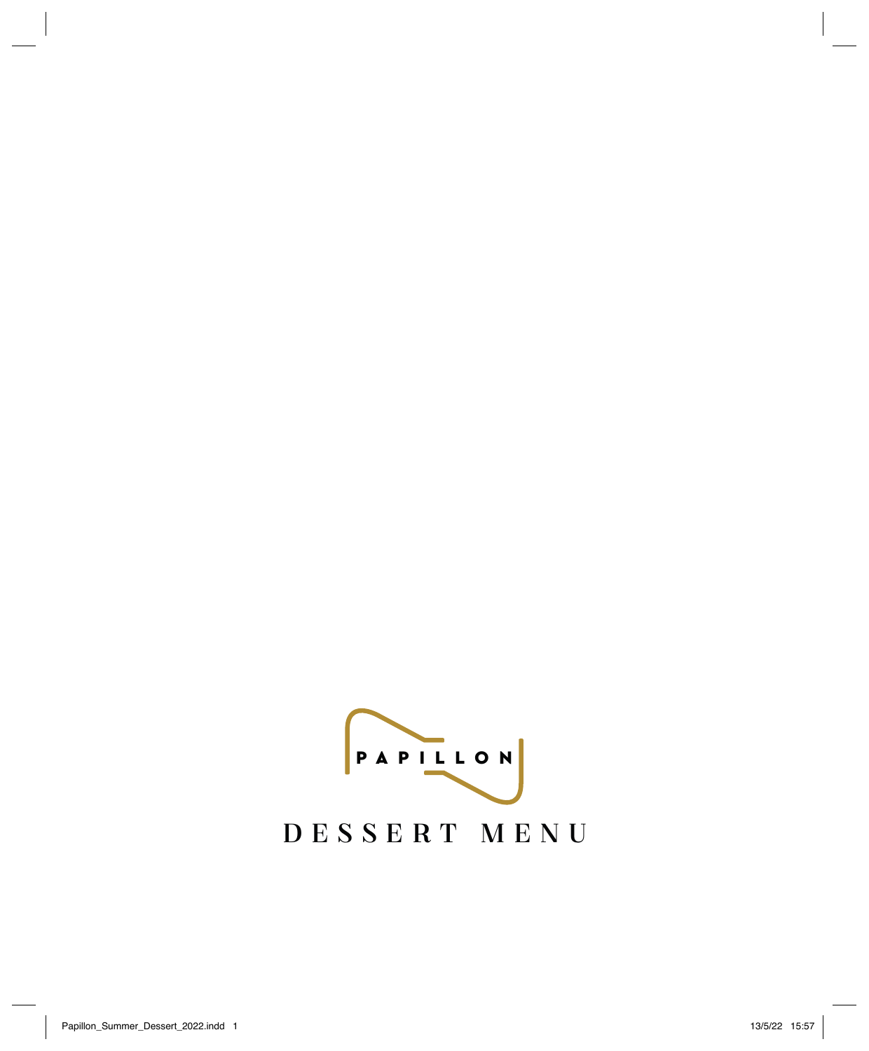PAPILLON

# DESSERT MENU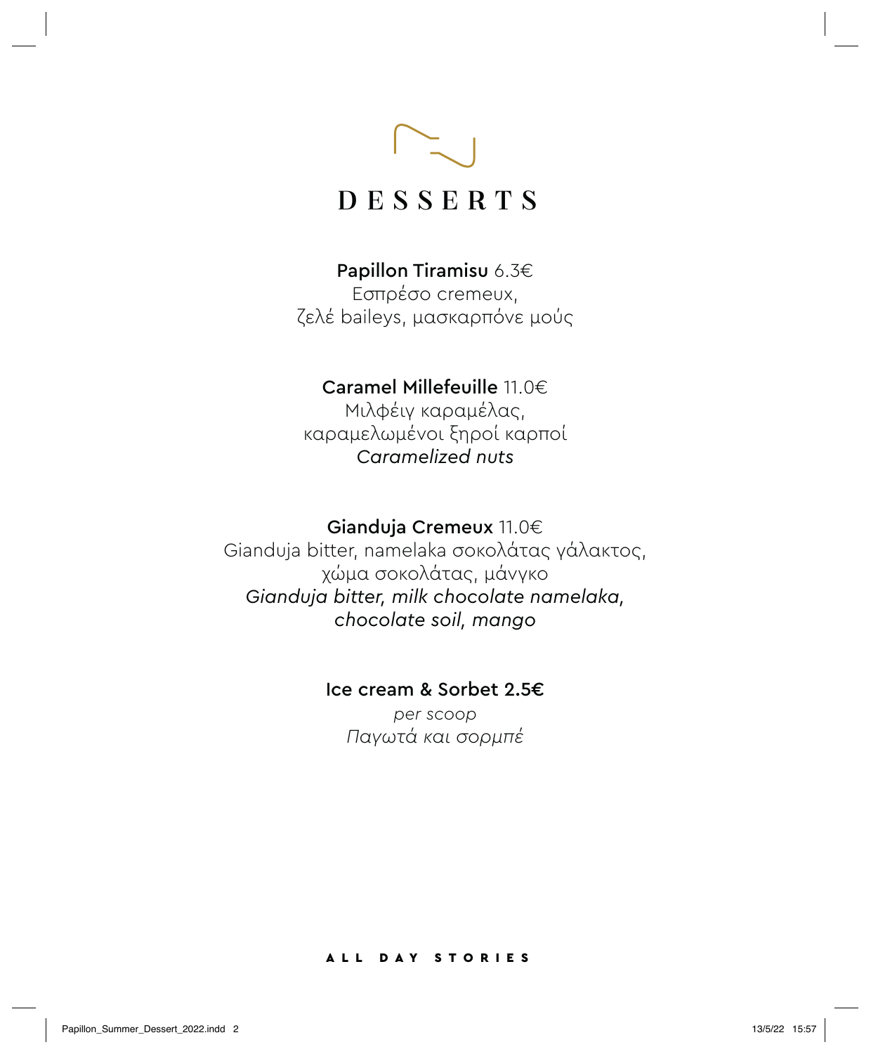# DESSERTS

**Papillon Tiramisu** 6.3€
Εσπρέσο cremeux,
ζελέ baileys, μασκαρπόνε μούς

**Caramel Millefeuille** 11.0€
Μιλφέιγ καραμέλας,
καραμελωμένοι ξηροί καρποί
*Caramelized nuts*

**Gianduja Cremeux** 11.0€
Gianduja bitter, namelaka σοκολάτας γάλακτος,
χώμα σοκολάτας, μάνγκο
*Gianduja bitter, milk chocolate namelaka,*
*chocolate soil, mango*

**Ice cream & Sorbet 2.5€**
*per scoop*
*Παγωτά και σορμπέ*

ALL DAY STORIES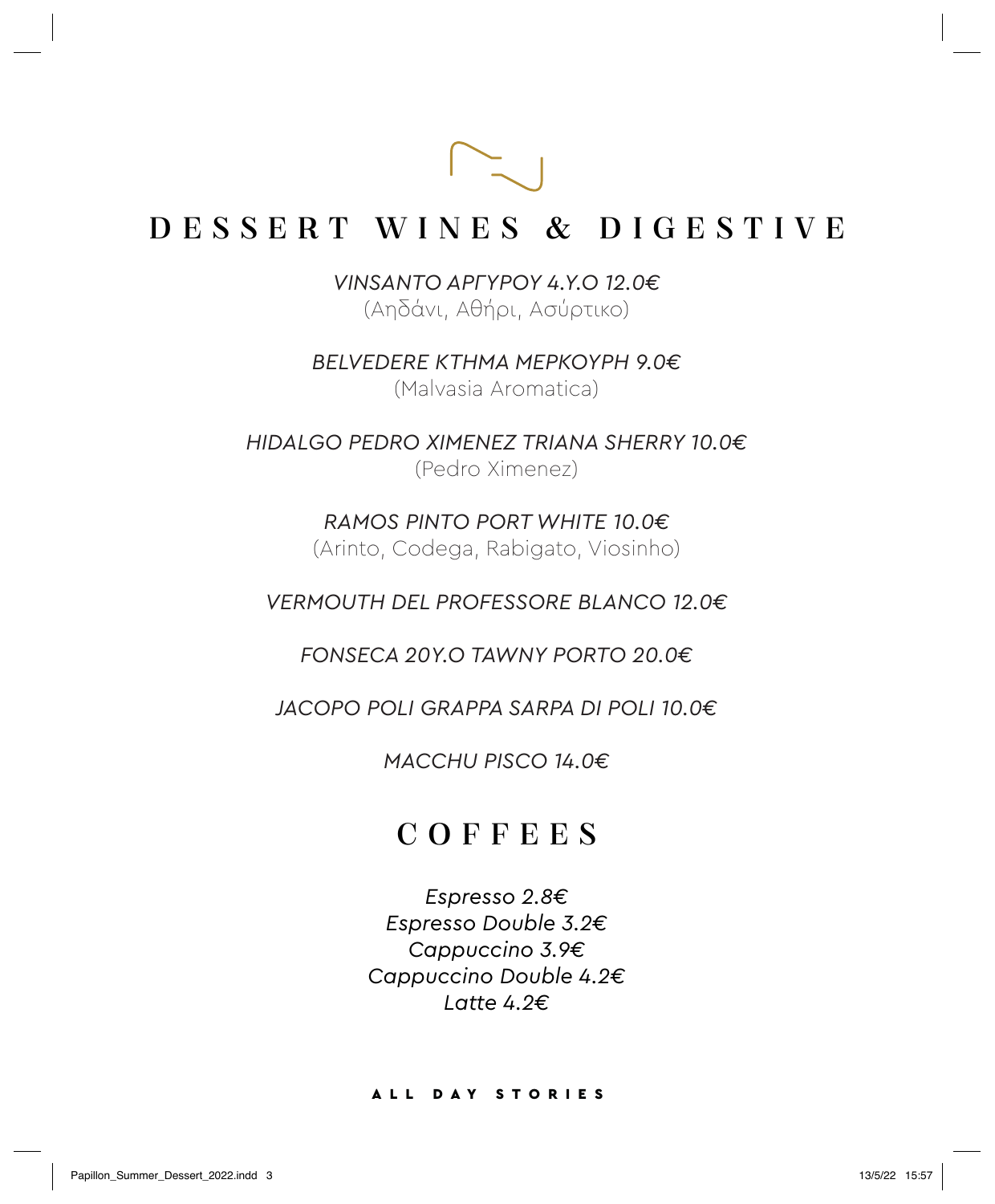# DESSERT WINES & DIGESTIVE

*VINSANTO ΑΡΓΥΡΟΥ 4.Υ.Ο 12.0€*
(Αηδάνι, Αθήρι, Ασύρτικο)

*BELVEDERE ΚΤΗΜΑ ΜΕΡΚΟΥΡΗ 9.0€*
(Malvasia Aromatica)

*HIDALGO PEDRO XIMENEZ TRIANA SHERRY 10.0€*
(Pedro Ximenez)

*RAMOS PINTO PORT WHITE 10.0€*
(Arinto, Codega, Rabigato, Viosinho)

*VERMOUTH DEL PROFESSORE BLANCO 12.0€*

*FONSECA 20Y.O TAWNY PORTO 20.0€*

*JACOPO POLI GRAPPA SARPA DI POLI 10.0€*

*MACCHU PISCO 14.0€*

# COFFEES

*Espresso 2.8€*
*Espresso Double 3.2€*
*Cappuccino 3.9€*
*Cappuccino Double 4.2€*
*Latte 4.2€*

**ALL DAY STORIES**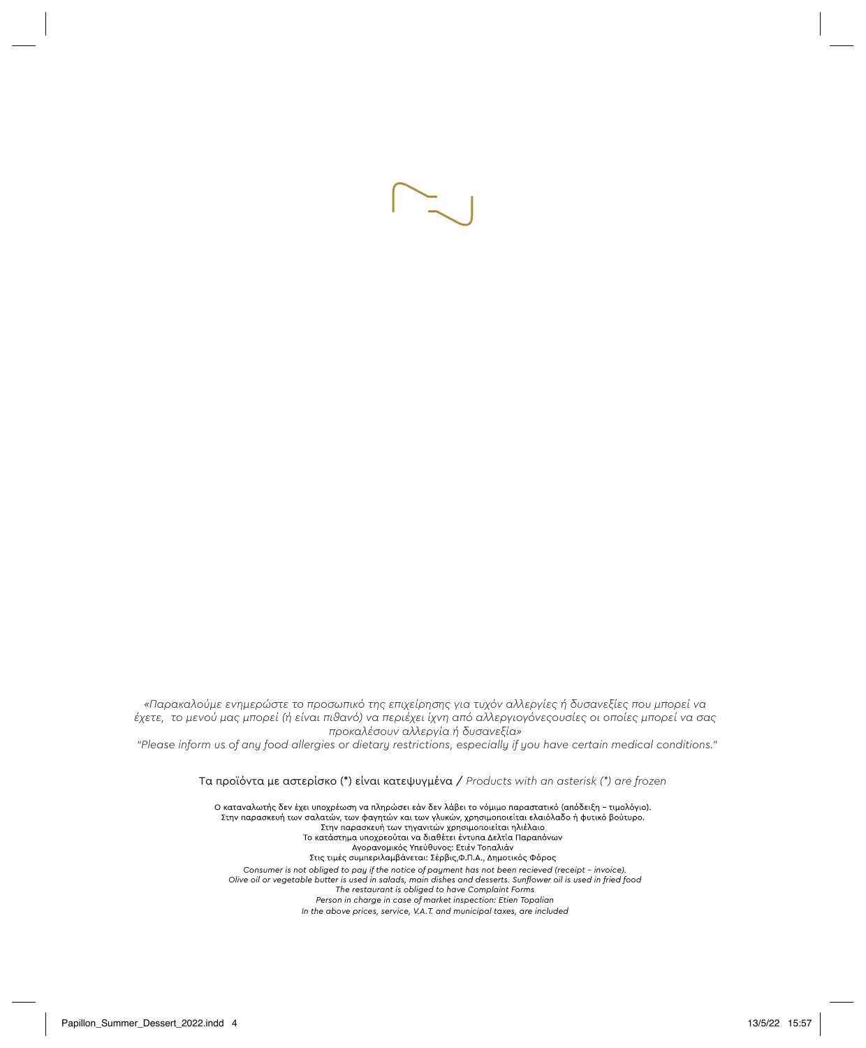*«Παρακαλούμε ενημερώστε το προσωπικό της επιχείρησης για τυχόν αλλεργίες ή δυσανεξίες που μπορεί να έχετε, το μενού μας μπορεί (ή είναι πιθανό) να περιέχει ίχνη από αλλεργιογόνεσουσίες οι οποίες μπορεί να σας προκαλέσουν αλλεργία ή δυσανεξία»*

*"Please inform us of any food allergies or dietary restrictions, especially if you have certain medical conditions."*

Τα προϊόντα με αστερίσκο (*) είναι κατεψυγμένα / *Products with an asterisk (*) are frozen*

Ο καταναλωτής δεν έχει υποχρέωση να πληρώσει εάν δεν λάβει το νόμιμο παραστατικό (απόδειξη – τιμολόγιο).
Στην παρασκευή των σαλατών, των φαγητών και των γλυκών, χρησιμοποιείται ελαιόλαδο ή φυτικό βούτυρο.
Στην παρασκευή των τηγανιτών χρησιμοποιείται ηλιέλαιο
Το κατάστημα υποχρεούται να διαθέτει έντυπα Δελτία Παραπόνων
Αγορανομικός Υπεύθυνος: Ετιέν Τοπαλιάν
Στις τιμές συμπεριλαμβάνεται: Σέρβις,Φ.Π.Α., Δημοτικός Φόρος

*Consumer is not obliged to pay if the notice of payment has not been recieved (receipt – invoice).*
*Olive oil or vegetable butter is used in salads, main dishes and desserts. Sunflower oil is used in fried food*
*The restaurant is obliged to have Complaint Forms*
*Person in charge in case of market inspection: Etien Topalian*
*In the above prices, service, V.A.T. and municipal taxes, are included*